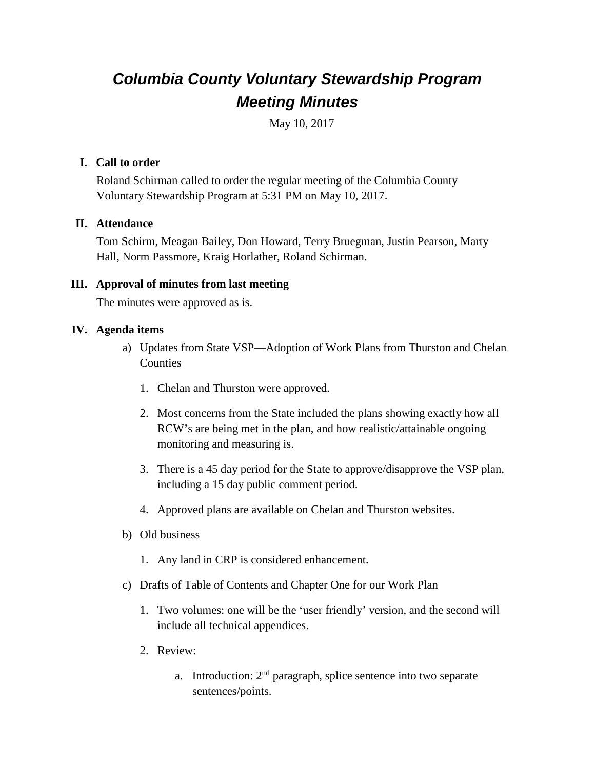# *Columbia County Voluntary Stewardship Program Meeting Minutes*

May 10, 2017

**I. Call to order**

Roland Schirman called to order the regular meeting of the Columbia County Voluntary Stewardship Program at 5:31 PM on May 10, 2017.

**II. Attendance**

Tom Schirm, Meagan Bailey, Don Howard, Terry Bruegman, Justin Pearson, Marty Hall, Norm Passmore, Kraig Horlather, Roland Schirman.

**III. Approval of minutes from last meeting**

The minutes were approved as is.

**IV. Agenda items**

a) Updates from State VSP—Adoption of Work Plans from Thurston and Chelan Counties

   1. Chelan and Thurston were approved.
   2. Most concerns from the State included the plans showing exactly how all RCW's are being met in the plan, and how realistic/attainable ongoing monitoring and measuring is.
   3. There is a 45 day period for the State to approve/disapprove the VSP plan, including a 15 day public comment period.
   4. Approved plans are available on Chelan and Thurston websites.

b) Old business

   1. Any land in CRP is considered enhancement.

c) Drafts of Table of Contents and Chapter One for our Work Plan

   1. Two volumes: one will be the 'user friendly' version, and the second will include all technical appendices.
   2. Review:
      a. Introduction: 2nd paragraph, splice sentence into two separate sentences/points.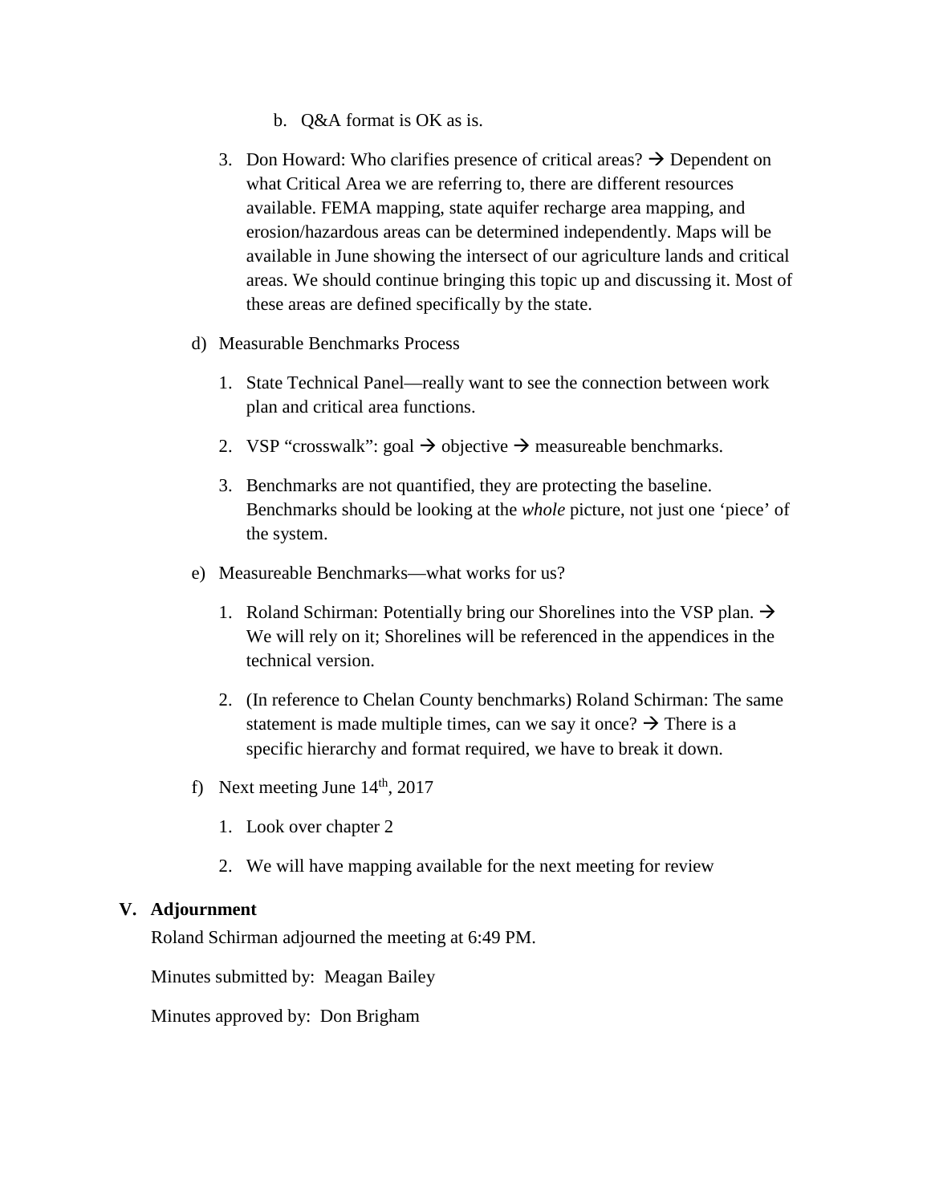b. Q&A format is OK as is.

3. Don Howard: Who clarifies presence of critical areas? → Dependent on what Critical Area we are referring to, there are different resources available. FEMA mapping, state aquifer recharge area mapping, and erosion/hazardous areas can be determined independently. Maps will be available in June showing the intersect of our agriculture lands and critical areas. We should continue bringing this topic up and discussing it. Most of these areas are defined specifically by the state.

d) Measurable Benchmarks Process

1. State Technical Panel—really want to see the connection between work plan and critical area functions.
2. VSP "crosswalk": goal → objective → measureable benchmarks.
3. Benchmarks are not quantified, they are protecting the baseline. Benchmarks should be looking at the *whole* picture, not just one 'piece' of the system.

e) Measureable Benchmarks—what works for us?

1. Roland Schirman: Potentially bring our Shorelines into the VSP plan. → We will rely on it; Shorelines will be referenced in the appendices in the technical version.
2. (In reference to Chelan County benchmarks) Roland Schirman: The same statement is made multiple times, can we say it once? → There is a specific hierarchy and format required, we have to break it down.

f) Next meeting June 14th, 2017

1. Look over chapter 2
2. We will have mapping available for the next meeting for review

## V. Adjournment

Roland Schirman adjourned the meeting at 6:49 PM.

Minutes submitted by: Meagan Bailey

Minutes approved by: Don Brigham